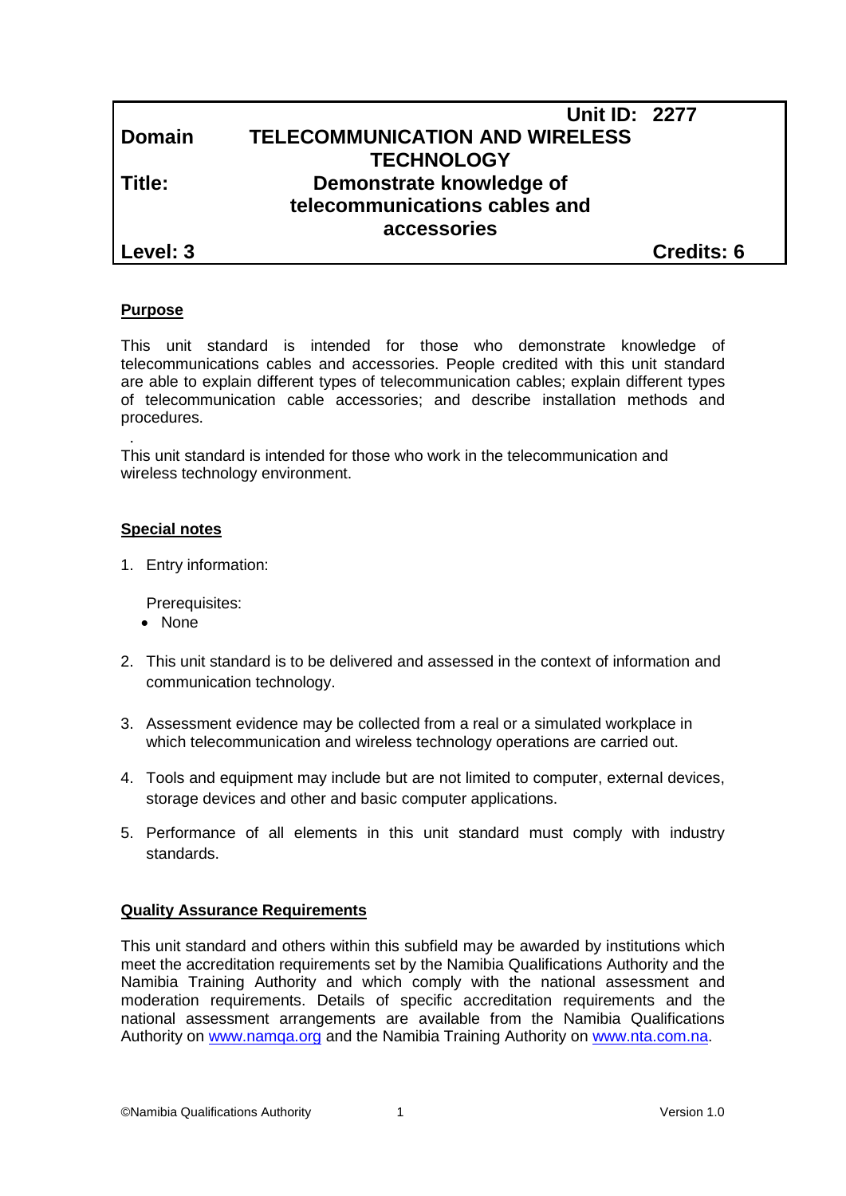| | Unit ID: 2277 |
|---|---|
| **Domain** | **TELECOMMUNICATION AND WIRELESS TECHNOLOGY** |
| **Title:** | **Demonstrate knowledge of telecommunications cables and accessories** |
| **Level: 3** | **Credits: 6** |

## Purpose

This unit standard is intended for those who demonstrate knowledge of telecommunications cables and accessories. People credited with this unit standard are able to explain different types of telecommunication cables; explain different types of telecommunication cable accessories; and describe installation methods and procedures.

.

This unit standard is intended for those who work in the telecommunication and wireless technology environment.

## Special notes

1. Entry information:

   Prerequisites:
   - None

2. This unit standard is to be delivered and assessed in the context of information and communication technology.

3. Assessment evidence may be collected from a real or a simulated workplace in which telecommunication and wireless technology operations are carried out.

4. Tools and equipment may include but are not limited to computer, external devices, storage devices and other and basic computer applications.

5. Performance of all elements in this unit standard must comply with industry standards.

## Quality Assurance Requirements

This unit standard and others within this subfield may be awarded by institutions which meet the accreditation requirements set by the Namibia Qualifications Authority and the Namibia Training Authority and which comply with the national assessment and moderation requirements. Details of specific accreditation requirements and the national assessment arrangements are available from the Namibia Qualifications Authority on www.namqa.org and the Namibia Training Authority on www.nta.com.na.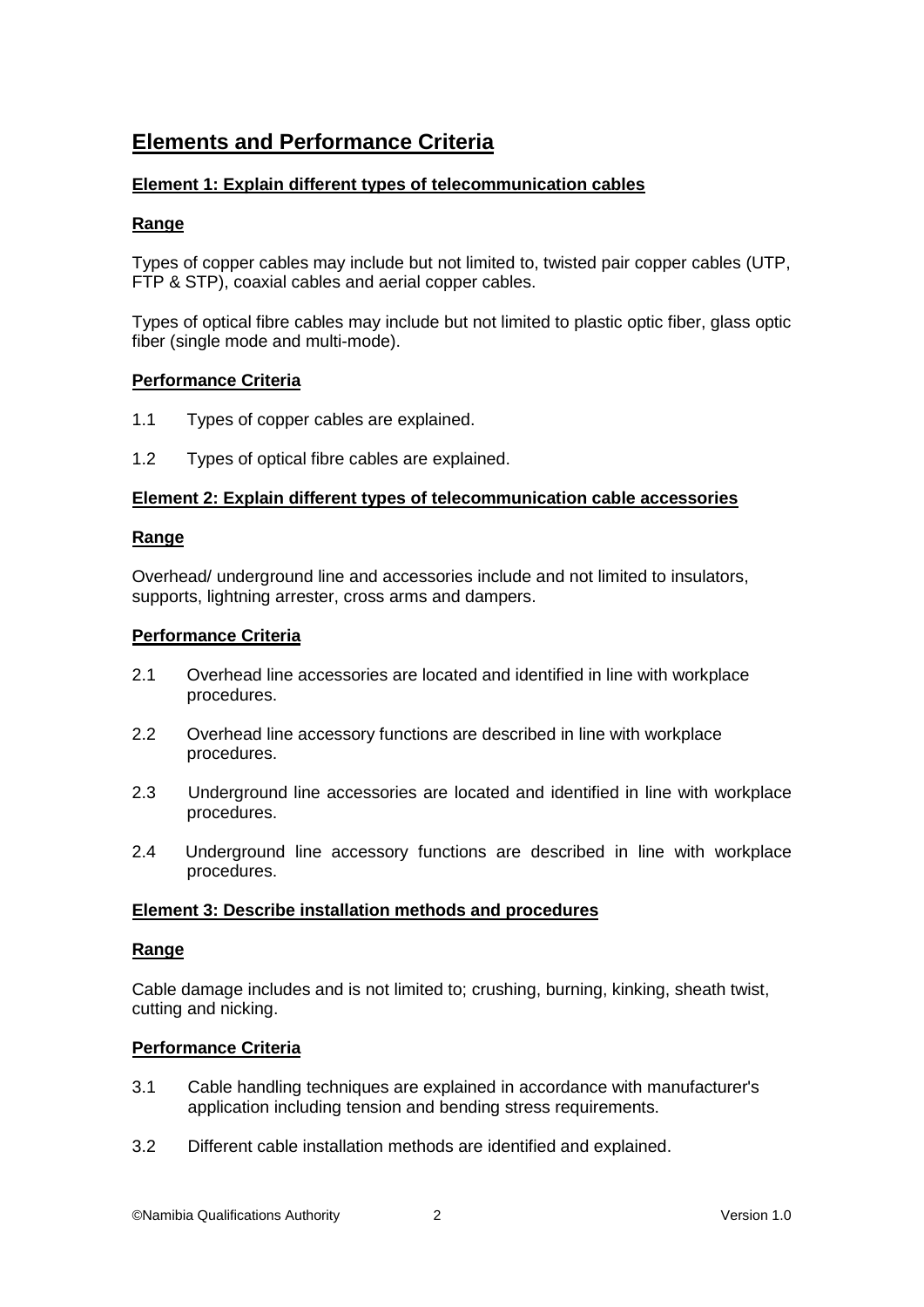# Elements and Performance Criteria

## Element 1: Explain different types of telecommunication cables

### Range

Types of copper cables may include but not limited to, twisted pair copper cables (UTP, FTP & STP), coaxial cables and aerial copper cables.

Types of optical fibre cables may include but not limited to plastic optic fiber, glass optic fiber (single mode and multi-mode).

### Performance Criteria

1.1 Types of copper cables are explained.

1.2 Types of optical fibre cables are explained.

## Element 2: Explain different types of telecommunication cable accessories

### Range

Overhead/ underground line and accessories include and not limited to insulators, supports, lightning arrester, cross arms and dampers.

### Performance Criteria

2.1 Overhead line accessories are located and identified in line with workplace procedures.

2.2 Overhead line accessory functions are described in line with workplace procedures.

2.3 Underground line accessories are located and identified in line with workplace procedures.

2.4 Underground line accessory functions are described in line with workplace procedures.

## Element 3: Describe installation methods and procedures

### Range

Cable damage includes and is not limited to; crushing, burning, kinking, sheath twist, cutting and nicking.

### Performance Criteria

3.1 Cable handling techniques are explained in accordance with manufacturer's application including tension and bending stress requirements.

3.2 Different cable installation methods are identified and explained.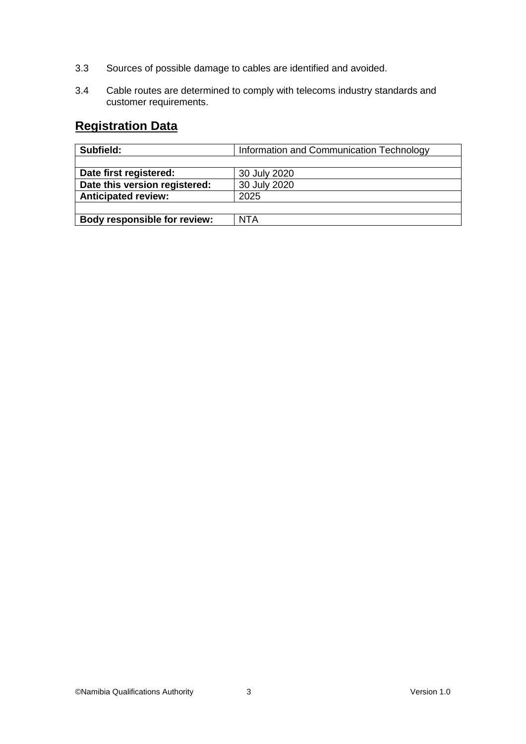3.3 Sources of possible damage to cables are identified and avoided.

3.4 Cable routes are determined to comply with telecoms industry standards and customer requirements.

## Registration Data

| | |
|---|---|
| **Subfield:** | Information and Communication Technology |
| | |
| **Date first registered:** | 30 July 2020 |
| **Date this version registered:** | 30 July 2020 |
| **Anticipated review:** | 2025 |
| | |
| **Body responsible for review:** | NTA |